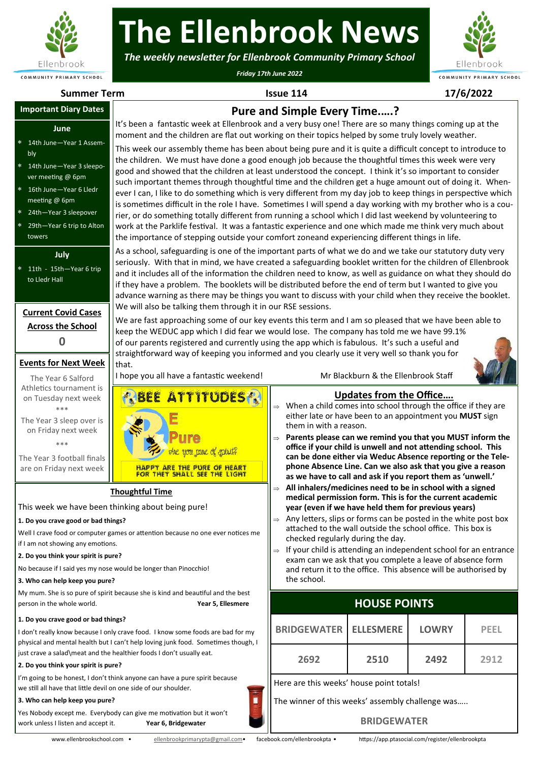# The Ellenbrook News

*The weekly newsletter for Ellenbrook Community Primary School*

*Friday 17th June 2022*

**Summer Term** | **Issue 114** | **17/6/2022**

## Important Diary Dates

### June

- 14th June—Year 1 Assembly
- 14th June—Year 3 sleepover meeting @ 6pm
- 16th June—Year 6 Lledr meeting @ 6pm
- 24th—Year 3 sleepover
- 29th—Year 6 trip to Alton towers

### July

- 11th - 15th—Year 6 trip to Lledr Hall

## Current Covid Cases Across the School

**0**

## Events for Next Week

The Year 6 Salford Athletics tournament is on Tuesday next week

\*\*\*

The Year 3 sleep over is on Friday next week

\*\*\*

The Year 3 football finals are on Friday next week

## Pure and Simple Every Time.....?

It's been a fantastic week at Ellenbrook and a very busy one! There are so many things coming up at the moment and the children are flat out working on their topics helped by some truly lovely weather.

This week our assembly theme has been about being pure and it is quite a difficult concept to introduce to the children. We must have done a good enough job because the thoughtful times this week were very good and showed that the children at least understood the concept. I think it's so important to consider such important themes through thoughtful time and the children get a huge amount out of doing it. Whenever I can, I like to do something which is very different from my day job to keep things in perspective which is sometimes difficult in the role I have. Sometimes I will spend a day working with my brother who is a courier, or do something totally different from running a school which I did last weekend by volunteering to work at the Parklife festival. It was a fantastic experience and one which made me think very much about the importance of stepping outside your comfort zoneand experiencing different things in life.

As a school, safeguarding is one of the important parts of what we do and we take our statutory duty very seriously. With that in mind, we have created a safeguarding booklet written for the children of Ellenbrook and it includes all of the information the children need to know, as well as guidance on what they should do if they have a problem. The booklets will be distributed before the end of term but I wanted to give you advance warning as there may be things you want to discuss with your child when they receive the booklet. We will also be talking them through it in our RSE sessions.

We are fast approaching some of our key events this term and I am so pleased that we have been able to keep the WEDUC app which I did fear we would lose. The company has told me we have 99.1% of our parents registered and currently using the app which is fabulous. It's such a useful and straightforward way of keeping you informed and you clearly use it very well so thank you for that.

I hope you all have a fantastic weekend! Mr Blackburn & the Ellenbrook Staff

**BEE ATTITUDES**

**Be Pure** — Are you pure of spirit?

HAPPY ARE THE PURE OF HEART FOR THEY SHALL SEE THE LIGHT

## Thoughtful Time

This week we have been thinking about being pure!

**1. Do you crave good or bad things?**

Well I crave food or computer games or attention because no one ever notices me if I am not showing any emotions.

**2. Do you think your spirit is pure?**

No because if I said yes my nose would be longer than Pinocchio!

**3. Who can help keep you pure?**

My mum. She is so pure of spirit because she is kind and beautiful and the best person in the whole world. **Year 5, Ellesmere**

**1. Do you crave good or bad things?**

I don't really know because I only crave food. I know some foods are bad for my physical and mental health but I can't help loving junk food. Sometimes though, I just crave a salad\meat and the healthier foods I don't usually eat.

**2. Do you think your spirit is pure?**

I'm going to be honest, I don't think anyone can have a pure spirit because we still all have that little devil on one side of our shoulder.

**3. Who can help keep you pure?**

Yes Nobody except me. Everybody can give me motivation but it won't work unless I listen and accept it. **Year 6, Bridgewater**

## Updates from the Office....

- When a child comes into school through the office if they are either late or have been to an appointment you **MUST** sign them in with a reason.
- **Parents please can we remind you that you MUST inform the office if your child is unwell and not attending school. This can be done either via Weduc Absence reporting or the Telephone Absence Line. Can we also ask that you give a reason as we have to call and ask if you report them as 'unwell.'**
- **All inhalers/medicines need to be in school with a signed medical permission form. This is for the current academic year (even if we have held them for previous years)**
- Any letters, slips or forms can be posted in the white post box attached to the wall outside the school office. This box is checked regularly during the day.
- If your child is attending an independent school for an entrance exam can we ask that you complete a leave of absence form and return it to the office. This absence will be authorised by the school.

## HOUSE POINTS

| BRIDGEWATER | ELLESMERE | LOWRY | PEEL |
|---|---|---|---|
| 2692 | 2510 | 2492 | 2912 |

Here are this weeks' house point totals!

The winner of this weeks' assembly challenge was.....

**BRIDGEWATER**

www.ellenbrookschool.com • ellenbrookprimarypta@gmail.com • facebook.com/ellenbrookpta • https://app.ptasocial.com/register/ellenbrookpta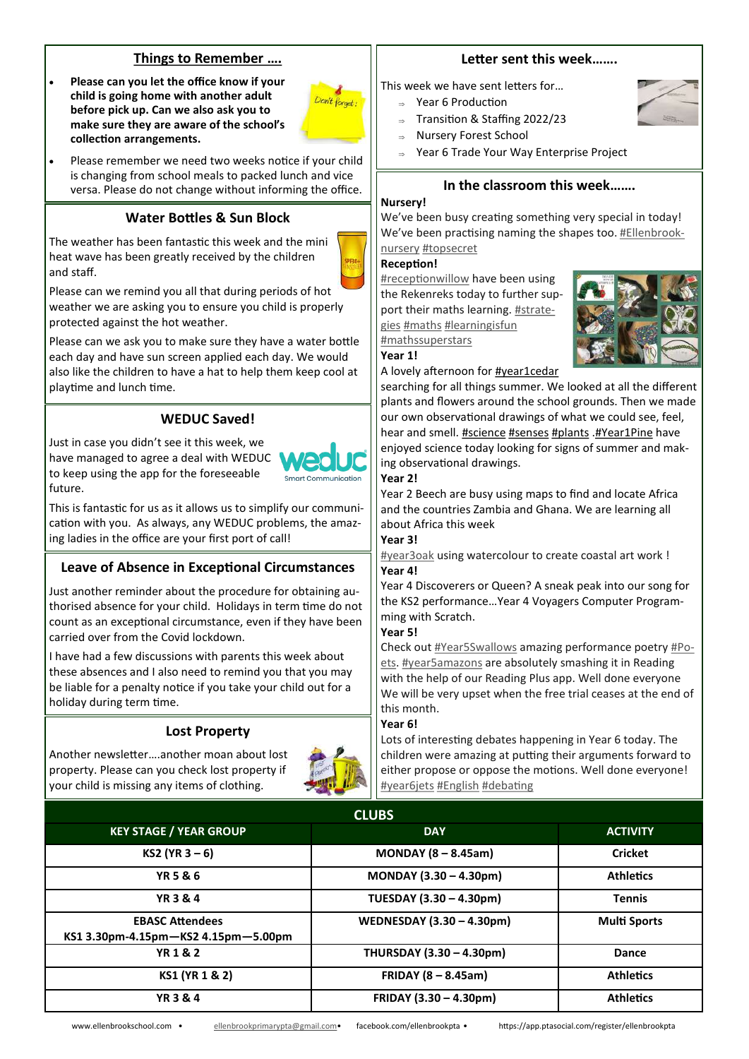## Things to Remember ….

- **Please can you let the office know if your child is going home with another adult before pick up. Can we also ask you to make sure they are aware of the school's collection arrangements.**
- Please remember we need two weeks notice if your child is changing from school meals to packed lunch and vice versa. Please do not change without informing the office.

## Water Bottles & Sun Block

The weather has been fantastic this week and the mini heat wave has been greatly received by the children and staff.

Please can we remind you all that during periods of hot weather we are asking you to ensure you child is properly protected against the hot weather.

Please can we ask you to make sure they have a water bottle each day and have sun screen applied each day. We would also like the children to have a hat to help them keep cool at playtime and lunch time.

## WEDUC Saved!

Just in case you didn't see it this week, we have managed to agree a deal with WEDUC to keep using the app for the foreseeable future.

This is fantastic for us as it allows us to simplify our communication with you. As always, any WEDUC problems, the amazing ladies in the office are your first port of call!

## Leave of Absence in Exceptional Circumstances

Just another reminder about the procedure for obtaining authorised absence for your child. Holidays in term time do not count as an exceptional circumstance, even if they have been carried over from the Covid lockdown.

I have had a few discussions with parents this week about these absences and I also need to remind you that you may be liable for a penalty notice if you take your child out for a holiday during term time.

## Lost Property

Another newsletter….another moan about lost property. Please can you check lost property if your child is missing any items of clothing.

## Letter sent this week…….

This week we have sent letters for…

- Year 6 Production
- Transition & Staffing 2022/23
- Nursery Forest School
- Year 6 Trade Your Way Enterprise Project

## In the classroom this week…….

**Nursery!**

We've been busy creating something very special in today! We've been practising naming the shapes too. #Ellenbrook-nursery #topsecret

**Reception!**

#receptionwillow have been using the Rekenreks today to further support their maths learning. #strategies #maths #learningisfun #mathssuperstars

**Year 1!**

A lovely afternoon for #year1cedar searching for all things summer. We looked at all the different plants and flowers around the school grounds. Then we made our own observational drawings of what we could see, feel, hear and smell. #science #senses #plants .#Year1Pine have enjoyed science today looking for signs of summer and making observational drawings.

**Year 2!**

Year 2 Beech are busy using maps to find and locate Africa and the countries Zambia and Ghana. We are learning all about Africa this week

**Year 3!**

#year3oak using watercolour to create coastal art work !

**Year 4!**

Year 4 Discoverers or Queen? A sneak peak into our song for the KS2 performance…Year 4 Voyagers Computer Programming with Scratch.

**Year 5!**

Check out #Year5Swallows amazing performance poetry #Poets. #year5amazons are absolutely smashing it in Reading with the help of our Reading Plus app. Well done everyone We will be very upset when the free trial ceases at the end of this month.

**Year 6!**

Lots of interesting debates happening in Year 6 today. The children were amazing at putting their arguments forward to either propose or oppose the motions. Well done everyone! #year6jets #English #debating

## CLUBS

| KEY STAGE / YEAR GROUP | DAY | ACTIVITY |
|---|---|---|
| KS2 (YR 3 – 6) | MONDAY (8 – 8.45am) | Cricket |
| YR 5 & 6 | MONDAY (3.30 – 4.30pm) | Athletics |
| YR 3 & 4 | TUESDAY (3.30 – 4.30pm) | Tennis |
| EBASC Attendees KS1 3.30pm-4.15pm—KS2 4.15pm—5.00pm | WEDNESDAY (3.30 – 4.30pm) | Multi Sports |
| YR 1 & 2 | THURSDAY (3.30 – 4.30pm) | Dance |
| KS1 (YR 1 & 2) | FRIDAY (8 – 8.45am) | Athletics |
| YR 3 & 4 | FRIDAY (3.30 – 4.30pm) | Athletics |

www.ellenbrookschool.com • ellenbrookprimarypta@gmail.com • facebook.com/ellenbrookpta • https://app.ptasocial.com/register/ellenbrookpta